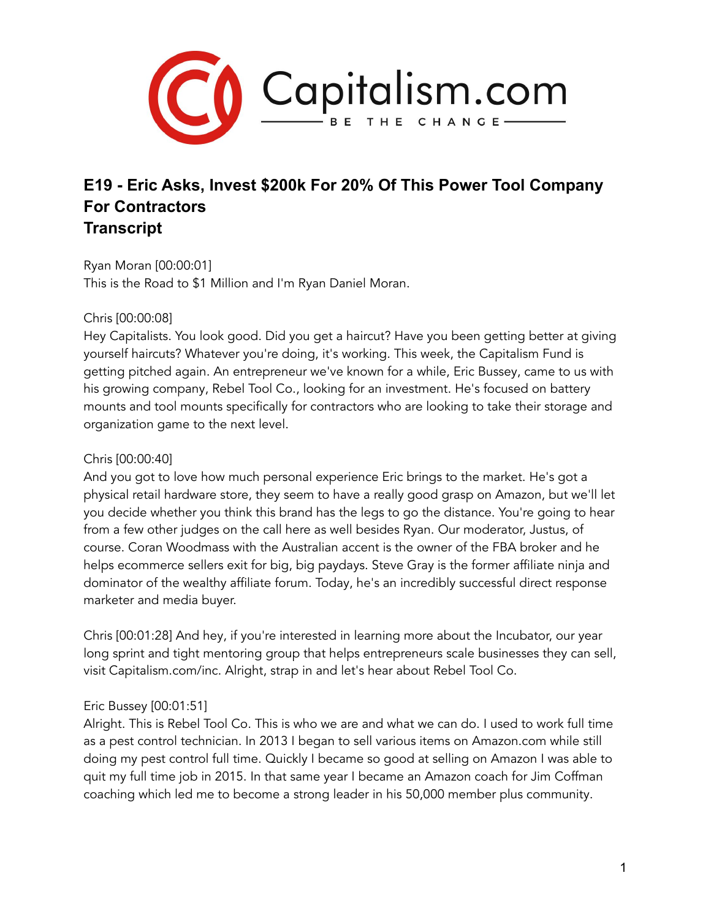Capitalism.com

BE THE CHANGE

# E19 - Eric Asks, Invest $200k For 20% Of This Power Tool Company For Contractors
# Transcript

Ryan Moran [00:00:01]
This is the Road to $1 Million and I'm Ryan Daniel Moran.

Chris [00:00:08]
Hey Capitalists. You look good. Did you get a haircut? Have you been getting better at giving yourself haircuts? Whatever you're doing, it's working. This week, the Capitalism Fund is getting pitched again. An entrepreneur we've known for a while, Eric Bussey, came to us with his growing company, Rebel Tool Co., looking for an investment. He's focused on battery mounts and tool mounts specifically for contractors who are looking to take their storage and organization game to the next level.

Chris [00:00:40]
And you got to love how much personal experience Eric brings to the market. He's got a physical retail hardware store, they seem to have a really good grasp on Amazon, but we'll let you decide whether you think this brand has the legs to go the distance. You're going to hear from a few other judges on the call here as well besides Ryan. Our moderator, Justus, of course. Coran Woodmass with the Australian accent is the owner of the FBA broker and he helps ecommerce sellers exit for big, big paydays. Steve Gray is the former affiliate ninja and dominator of the wealthy affiliate forum. Today, he's an incredibly successful direct response marketer and media buyer.

Chris [00:01:28] And hey, if you're interested in learning more about the Incubator, our year long sprint and tight mentoring group that helps entrepreneurs scale businesses they can sell, visit Capitalism.com/inc. Alright, strap in and let's hear about Rebel Tool Co.

Eric Bussey [00:01:51]
Alright. This is Rebel Tool Co. This is who we are and what we can do. I used to work full time as a pest control technician. In 2013 I began to sell various items on Amazon.com while still doing my pest control full time. Quickly I became so good at selling on Amazon I was able to quit my full time job in 2015. In that same year I became an Amazon coach for Jim Coffman coaching which led me to become a strong leader in his 50,000 member plus community.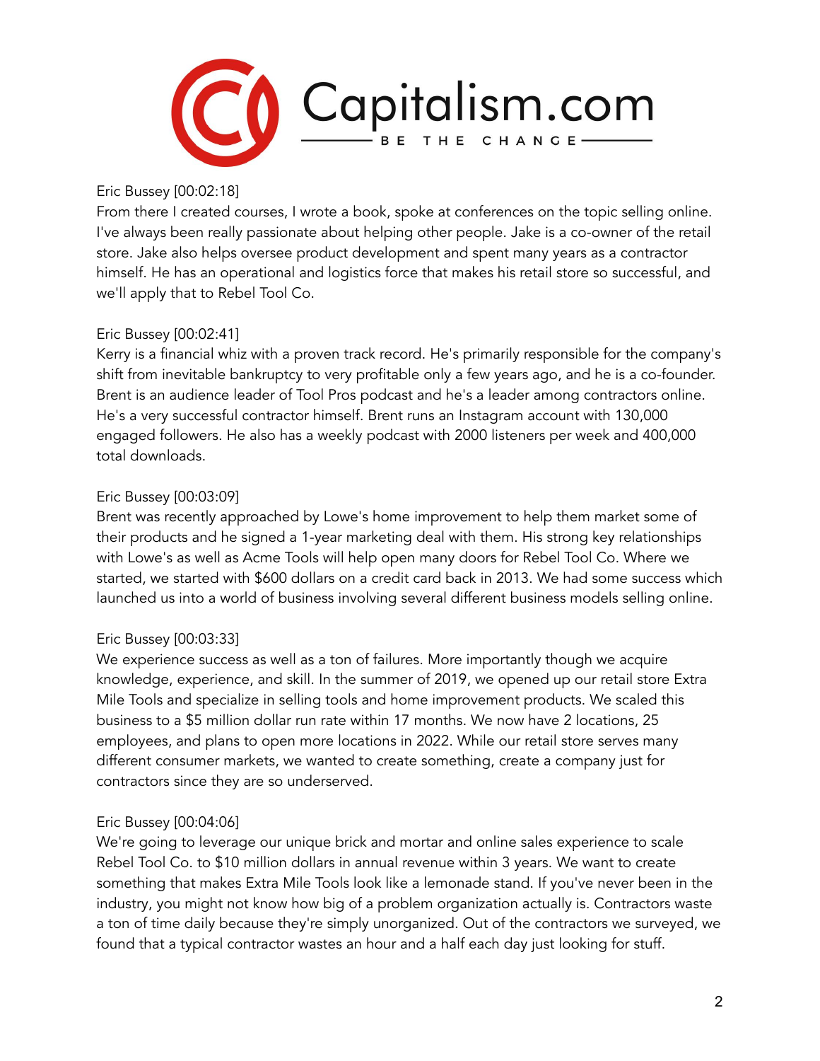Eric Bussey [00:02:18]
From there I created courses, I wrote a book, spoke at conferences on the topic selling online. I've always been really passionate about helping other people. Jake is a co-owner of the retail store. Jake also helps oversee product development and spent many years as a contractor himself. He has an operational and logistics force that makes his retail store so successful, and we'll apply that to Rebel Tool Co.

Eric Bussey [00:02:41]
Kerry is a financial whiz with a proven track record. He's primarily responsible for the company's shift from inevitable bankruptcy to very profitable only a few years ago, and he is a co-founder. Brent is an audience leader of Tool Pros podcast and he's a leader among contractors online. He's a very successful contractor himself. Brent runs an Instagram account with 130,000 engaged followers. He also has a weekly podcast with 2000 listeners per week and 400,000 total downloads.

Eric Bussey [00:03:09]
Brent was recently approached by Lowe's home improvement to help them market some of their products and he signed a 1-year marketing deal with them. His strong key relationships with Lowe's as well as Acme Tools will help open many doors for Rebel Tool Co. Where we started, we started with $600 dollars on a credit card back in 2013. We had some success which launched us into a world of business involving several different business models selling online.

Eric Bussey [00:03:33]
We experience success as well as a ton of failures. More importantly though we acquire knowledge, experience, and skill. In the summer of 2019, we opened up our retail store Extra Mile Tools and specialize in selling tools and home improvement products. We scaled this business to a $5 million dollar run rate within 17 months. We now have 2 locations, 25 employees, and plans to open more locations in 2022. While our retail store serves many different consumer markets, we wanted to create something, create a company just for contractors since they are so underserved.

Eric Bussey [00:04:06]
We're going to leverage our unique brick and mortar and online sales experience to scale Rebel Tool Co. to $10 million dollars in annual revenue within 3 years. We want to create something that makes Extra Mile Tools look like a lemonade stand. If you've never been in the industry, you might not know how big of a problem organization actually is. Contractors waste a ton of time daily because they're simply unorganized. Out of the contractors we surveyed, we found that a typical contractor wastes an hour and a half each day just looking for stuff.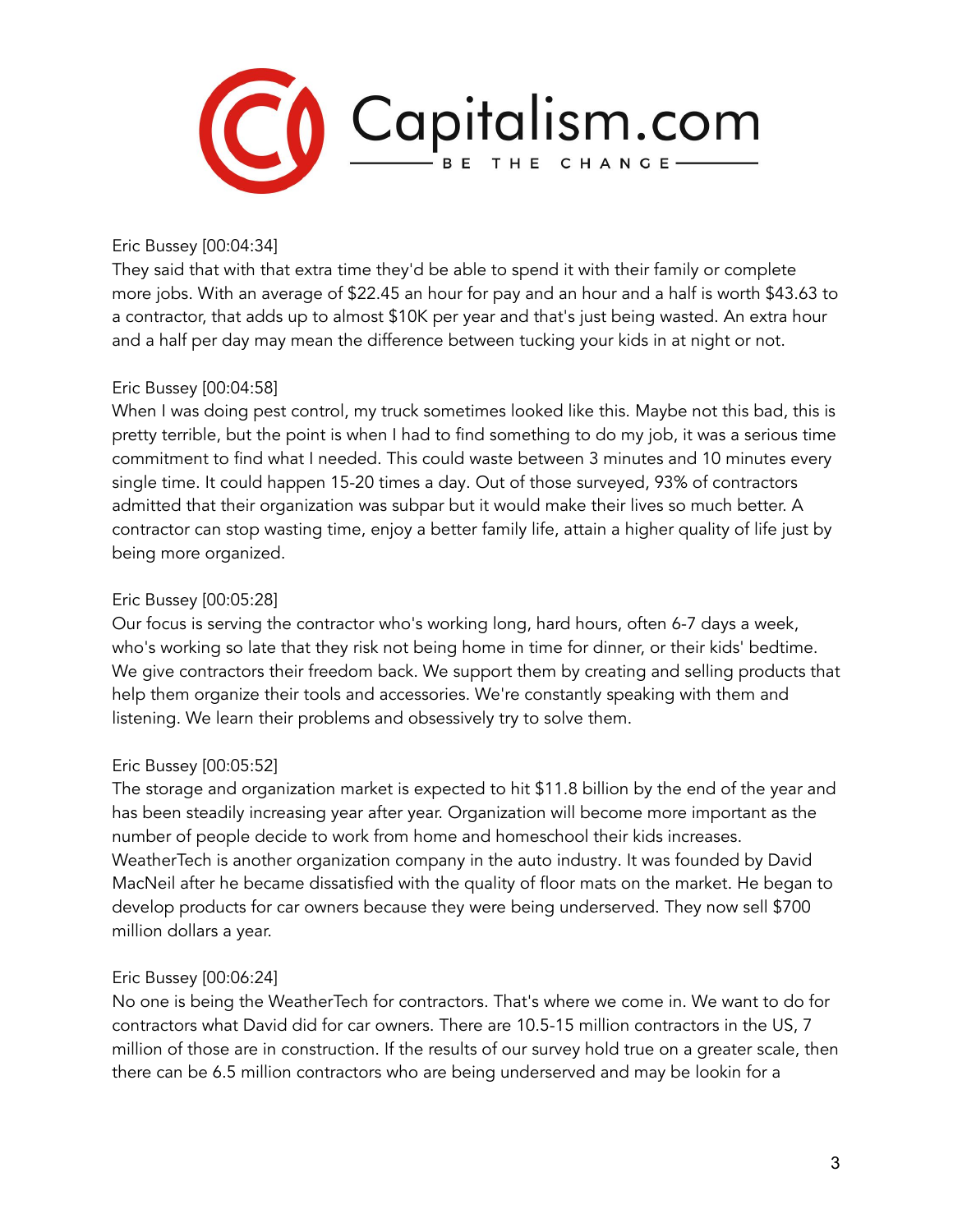Eric Bussey [00:04:34]
They said that with that extra time they'd be able to spend it with their family or complete more jobs. With an average of $22.45 an hour for pay and an hour and a half is worth $43.63 to a contractor, that adds up to almost $10K per year and that's just being wasted. An extra hour and a half per day may mean the difference between tucking your kids in at night or not.

Eric Bussey [00:04:58]
When I was doing pest control, my truck sometimes looked like this. Maybe not this bad, this is pretty terrible, but the point is when I had to find something to do my job, it was a serious time commitment to find what I needed. This could waste between 3 minutes and 10 minutes every single time. It could happen 15-20 times a day. Out of those surveyed, 93% of contractors admitted that their organization was subpar but it would make their lives so much better. A contractor can stop wasting time, enjoy a better family life, attain a higher quality of life just by being more organized.

Eric Bussey [00:05:28]
Our focus is serving the contractor who's working long, hard hours, often 6-7 days a week, who's working so late that they risk not being home in time for dinner, or their kids' bedtime. We give contractors their freedom back. We support them by creating and selling products that help them organize their tools and accessories. We're constantly speaking with them and listening. We learn their problems and obsessively try to solve them.

Eric Bussey [00:05:52]
The storage and organization market is expected to hit $11.8 billion by the end of the year and has been steadily increasing year after year. Organization will become more important as the number of people decide to work from home and homeschool their kids increases. WeatherTech is another organization company in the auto industry. It was founded by David MacNeil after he became dissatisfied with the quality of floor mats on the market. He began to develop products for car owners because they were being underserved. They now sell $700 million dollars a year.

Eric Bussey [00:06:24]
No one is being the WeatherTech for contractors. That's where we come in. We want to do for contractors what David did for car owners. There are 10.5-15 million contractors in the US, 7 million of those are in construction. If the results of our survey hold true on a greater scale, then there can be 6.5 million contractors who are being underserved and may be lookin for a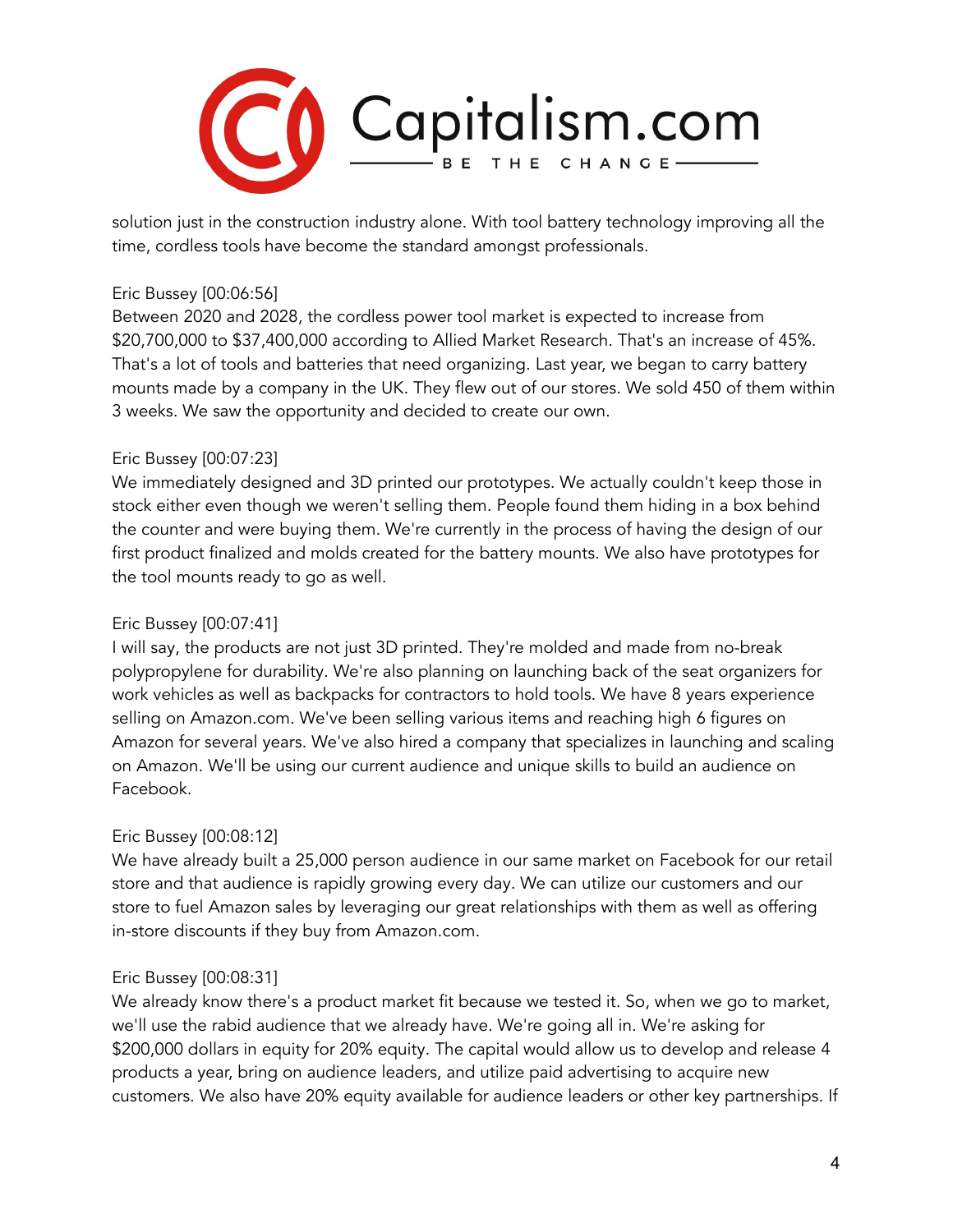solution just in the construction industry alone. With tool battery technology improving all the time, cordless tools have become the standard amongst professionals.

Eric Bussey [00:06:56]
Between 2020 and 2028, the cordless power tool market is expected to increase from $20,700,000 to $37,400,000 according to Allied Market Research. That's an increase of 45%. That's a lot of tools and batteries that need organizing. Last year, we began to carry battery mounts made by a company in the UK. They flew out of our stores. We sold 450 of them within 3 weeks. We saw the opportunity and decided to create our own.

Eric Bussey [00:07:23]
We immediately designed and 3D printed our prototypes. We actually couldn't keep those in stock either even though we weren't selling them. People found them hiding in a box behind the counter and were buying them. We're currently in the process of having the design of our first product finalized and molds created for the battery mounts. We also have prototypes for the tool mounts ready to go as well.

Eric Bussey [00:07:41]
I will say, the products are not just 3D printed. They're molded and made from no-break polypropylene for durability. We're also planning on launching back of the seat organizers for work vehicles as well as backpacks for contractors to hold tools. We have 8 years experience selling on Amazon.com. We've been selling various items and reaching high 6 figures on Amazon for several years. We've also hired a company that specializes in launching and scaling on Amazon. We'll be using our current audience and unique skills to build an audience on Facebook.

Eric Bussey [00:08:12]
We have already built a 25,000 person audience in our same market on Facebook for our retail store and that audience is rapidly growing every day. We can utilize our customers and our store to fuel Amazon sales by leveraging our great relationships with them as well as offering in-store discounts if they buy from Amazon.com.

Eric Bussey [00:08:31]
We already know there's a product market fit because we tested it. So, when we go to market, we'll use the rabid audience that we already have. We're going all in. We're asking for $200,000 dollars in equity for 20% equity. The capital would allow us to develop and release 4 products a year, bring on audience leaders, and utilize paid advertising to acquire new customers. We also have 20% equity available for audience leaders or other key partnerships. If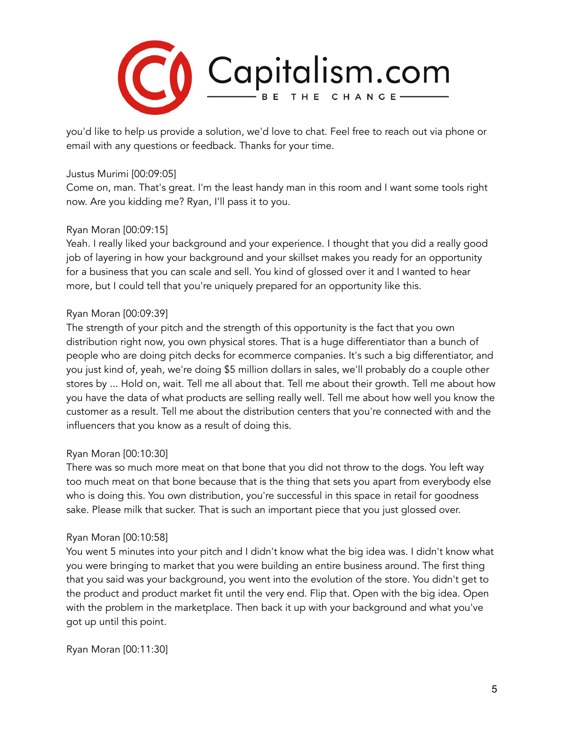you'd like to help us provide a solution, we'd love to chat. Feel free to reach out via phone or email with any questions or feedback. Thanks for your time.

Justus Murimi [00:09:05]
Come on, man. That's great. I'm the least handy man in this room and I want some tools right now. Are you kidding me? Ryan, I'll pass it to you.

Ryan Moran [00:09:15]
Yeah. I really liked your background and your experience. I thought that you did a really good job of layering in how your background and your skillset makes you ready for an opportunity for a business that you can scale and sell. You kind of glossed over it and I wanted to hear more, but I could tell that you're uniquely prepared for an opportunity like this.

Ryan Moran [00:09:39]
The strength of your pitch and the strength of this opportunity is the fact that you own distribution right now, you own physical stores. That is a huge differentiator than a bunch of people who are doing pitch decks for ecommerce companies. It's such a big differentiator, and you just kind of, yeah, we're doing $5 million dollars in sales, we'll probably do a couple other stores by ... Hold on, wait. Tell me all about that. Tell me about their growth. Tell me about how you have the data of what products are selling really well. Tell me about how well you know the customer as a result. Tell me about the distribution centers that you're connected with and the influencers that you know as a result of doing this.

Ryan Moran [00:10:30]
There was so much more meat on that bone that you did not throw to the dogs. You left way too much meat on that bone because that is the thing that sets you apart from everybody else who is doing this. You own distribution, you're successful in this space in retail for goodness sake. Please milk that sucker. That is such an important piece that you just glossed over.

Ryan Moran [00:10:58]
You went 5 minutes into your pitch and I didn't know what the big idea was. I didn't know what you were bringing to market that you were building an entire business around. The first thing that you said was your background, you went into the evolution of the store. You didn't get to the product and product market fit until the very end. Flip that. Open with the big idea. Open with the problem in the marketplace. Then back it up with your background and what you've got up until this point.

Ryan Moran [00:11:30]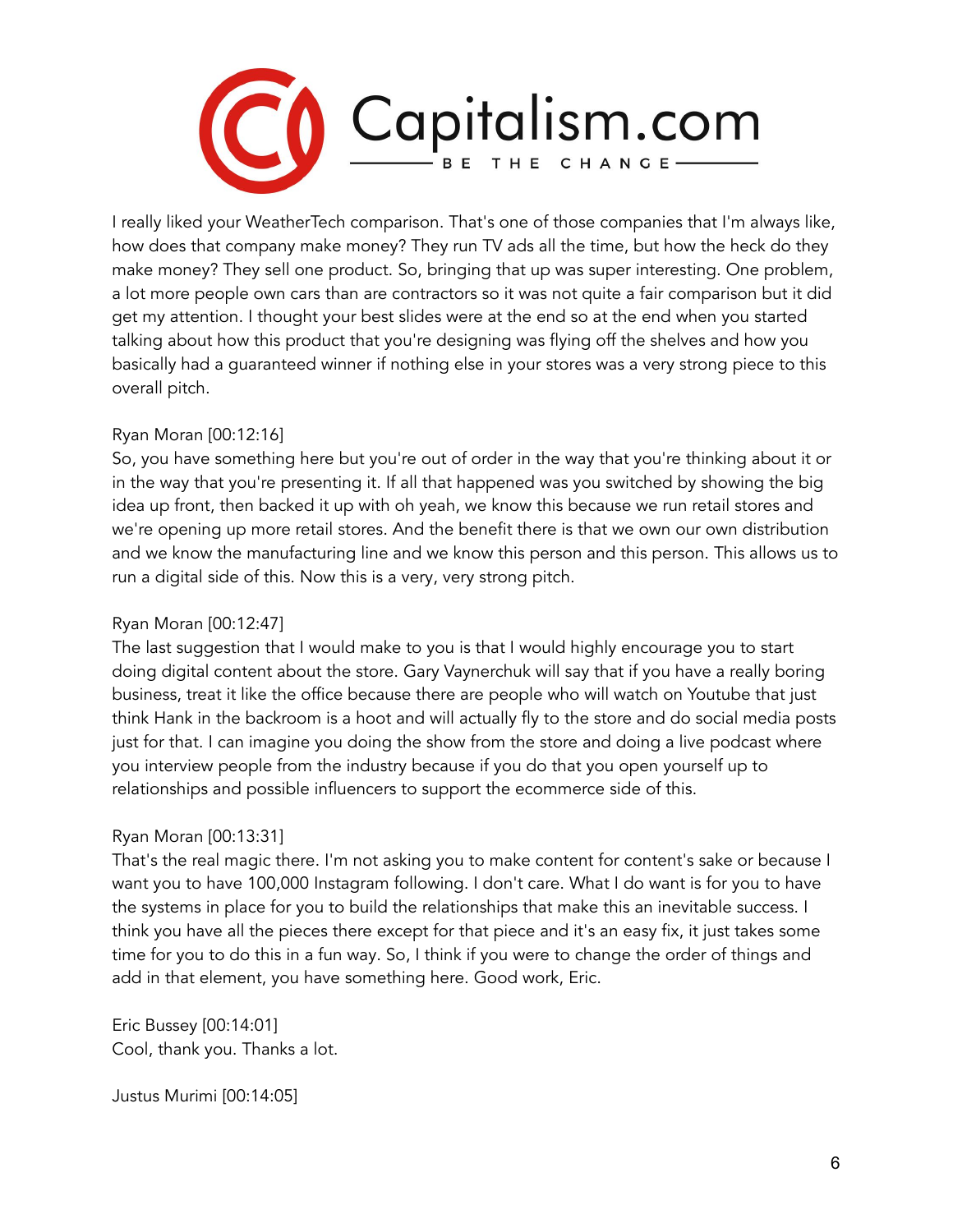I really liked your WeatherTech comparison. That's one of those companies that I'm always like, how does that company make money? They run TV ads all the time, but how the heck do they make money? They sell one product. So, bringing that up was super interesting. One problem, a lot more people own cars than are contractors so it was not quite a fair comparison but it did get my attention. I thought your best slides were at the end so at the end when you started talking about how this product that you're designing was flying off the shelves and how you basically had a guaranteed winner if nothing else in your stores was a very strong piece to this overall pitch.

Ryan Moran [00:12:16]
So, you have something here but you're out of order in the way that you're thinking about it or in the way that you're presenting it. If all that happened was you switched by showing the big idea up front, then backed it up with oh yeah, we know this because we run retail stores and we're opening up more retail stores. And the benefit there is that we own our own distribution and we know the manufacturing line and we know this person and this person. This allows us to run a digital side of this. Now this is a very, very strong pitch.

Ryan Moran [00:12:47]
The last suggestion that I would make to you is that I would highly encourage you to start doing digital content about the store. Gary Vaynerchuk will say that if you have a really boring business, treat it like the office because there are people who will watch on Youtube that just think Hank in the backroom is a hoot and will actually fly to the store and do social media posts just for that. I can imagine you doing the show from the store and doing a live podcast where you interview people from the industry because if you do that you open yourself up to relationships and possible influencers to support the ecommerce side of this.

Ryan Moran [00:13:31]
That's the real magic there. I'm not asking you to make content for content's sake or because I want you to have 100,000 Instagram following. I don't care. What I do want is for you to have the systems in place for you to build the relationships that make this an inevitable success. I think you have all the pieces there except for that piece and it's an easy fix, it just takes some time for you to do this in a fun way. So, I think if you were to change the order of things and add in that element, you have something here. Good work, Eric.

Eric Bussey [00:14:01]
Cool, thank you. Thanks a lot.

Justus Murimi [00:14:05]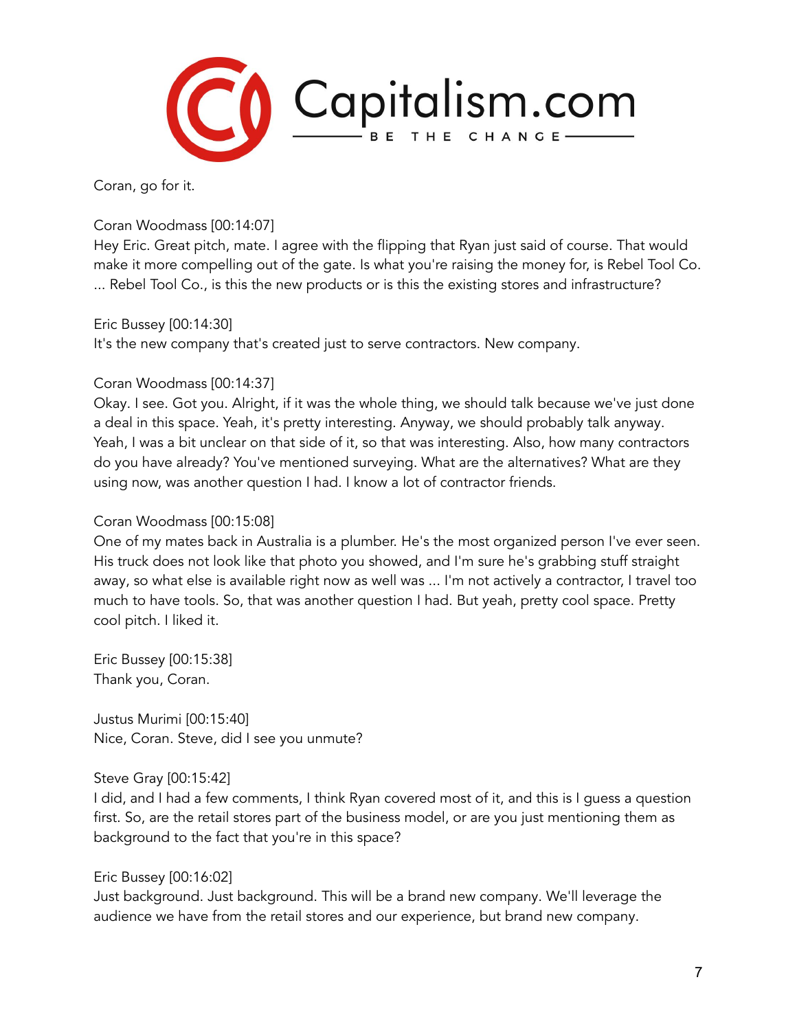Coran, go for it.

Coran Woodmass [00:14:07]
Hey Eric. Great pitch, mate. I agree with the flipping that Ryan just said of course. That would make it more compelling out of the gate. Is what you're raising the money for, is Rebel Tool Co. ... Rebel Tool Co., is this the new products or is this the existing stores and infrastructure?

Eric Bussey [00:14:30]
It's the new company that's created just to serve contractors. New company.

Coran Woodmass [00:14:37]
Okay. I see. Got you. Alright, if it was the whole thing, we should talk because we've just done a deal in this space. Yeah, it's pretty interesting. Anyway, we should probably talk anyway. Yeah, I was a bit unclear on that side of it, so that was interesting. Also, how many contractors do you have already? You've mentioned surveying. What are the alternatives? What are they using now, was another question I had. I know a lot of contractor friends.

Coran Woodmass [00:15:08]
One of my mates back in Australia is a plumber. He's the most organized person I've ever seen. His truck does not look like that photo you showed, and I'm sure he's grabbing stuff straight away, so what else is available right now as well was ... I'm not actively a contractor, I travel too much to have tools. So, that was another question I had. But yeah, pretty cool space. Pretty cool pitch. I liked it.

Eric Bussey [00:15:38]
Thank you, Coran.

Justus Murimi [00:15:40]
Nice, Coran. Steve, did I see you unmute?

Steve Gray [00:15:42]
I did, and I had a few comments, I think Ryan covered most of it, and this is I guess a question first. So, are the retail stores part of the business model, or are you just mentioning them as background to the fact that you're in this space?

Eric Bussey [00:16:02]
Just background. Just background. This will be a brand new company. We'll leverage the audience we have from the retail stores and our experience, but brand new company.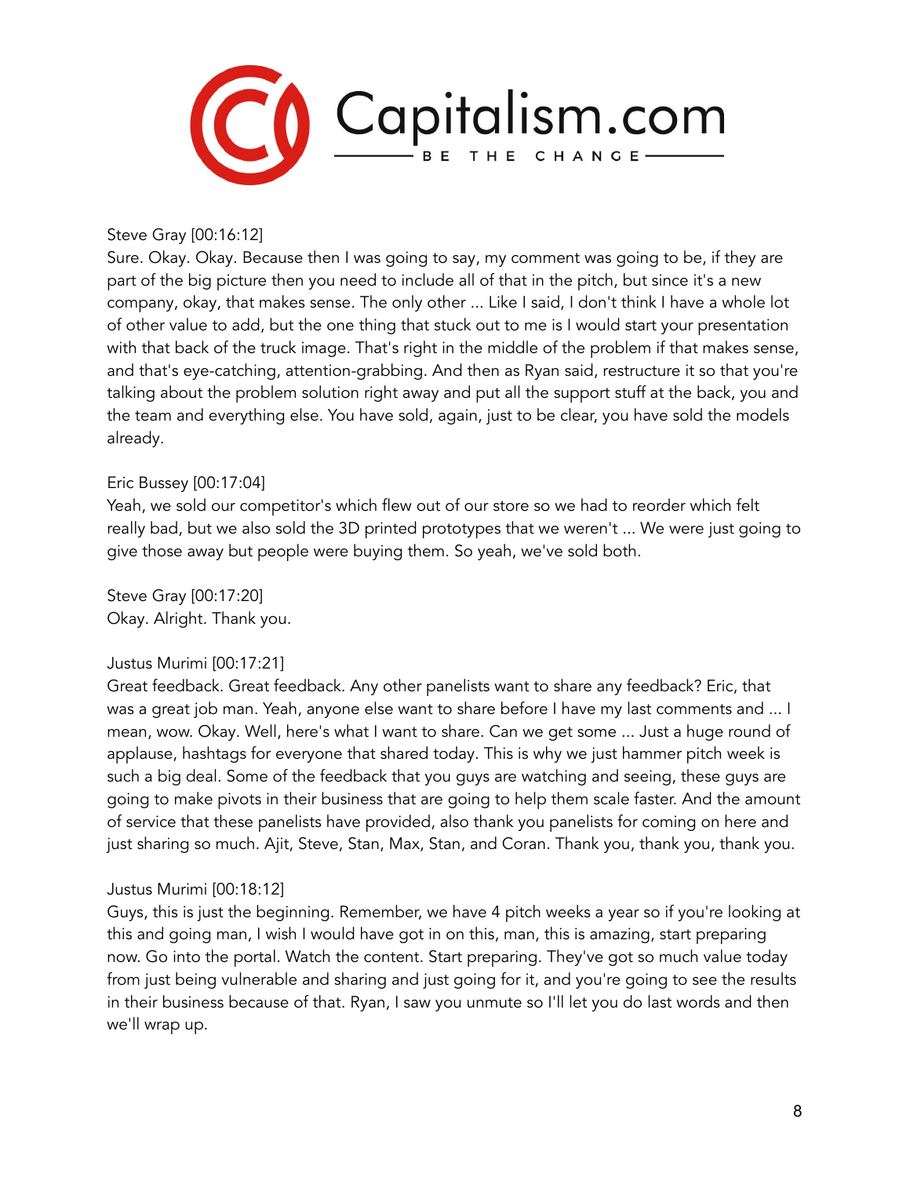Steve Gray [00:16:12]
Sure. Okay. Okay. Because then I was going to say, my comment was going to be, if they are part of the big picture then you need to include all of that in the pitch, but since it's a new company, okay, that makes sense. The only other ... Like I said, I don't think I have a whole lot of other value to add, but the one thing that stuck out to me is I would start your presentation with that back of the truck image. That's right in the middle of the problem if that makes sense, and that's eye-catching, attention-grabbing. And then as Ryan said, restructure it so that you're talking about the problem solution right away and put all the support stuff at the back, you and the team and everything else. You have sold, again, just to be clear, you have sold the models already.

Eric Bussey [00:17:04]
Yeah, we sold our competitor's which flew out of our store so we had to reorder which felt really bad, but we also sold the 3D printed prototypes that we weren't ... We were just going to give those away but people were buying them. So yeah, we've sold both.

Steve Gray [00:17:20]
Okay. Alright. Thank you.

Justus Murimi [00:17:21]
Great feedback. Great feedback. Any other panelists want to share any feedback? Eric, that was a great job man. Yeah, anyone else want to share before I have my last comments and ... I mean, wow. Okay. Well, here's what I want to share. Can we get some ... Just a huge round of applause, hashtags for everyone that shared today. This is why we just hammer pitch week is such a big deal. Some of the feedback that you guys are watching and seeing, these guys are going to make pivots in their business that are going to help them scale faster. And the amount of service that these panelists have provided, also thank you panelists for coming on here and just sharing so much. Ajit, Steve, Stan, Max, Stan, and Coran. Thank you, thank you, thank you.

Justus Murimi [00:18:12]
Guys, this is just the beginning. Remember, we have 4 pitch weeks a year so if you're looking at this and going man, I wish I would have got in on this, man, this is amazing, start preparing now. Go into the portal. Watch the content. Start preparing. They've got so much value today from just being vulnerable and sharing and just going for it, and you're going to see the results in their business because of that. Ryan, I saw you unmute so I'll let you do last words and then we'll wrap up.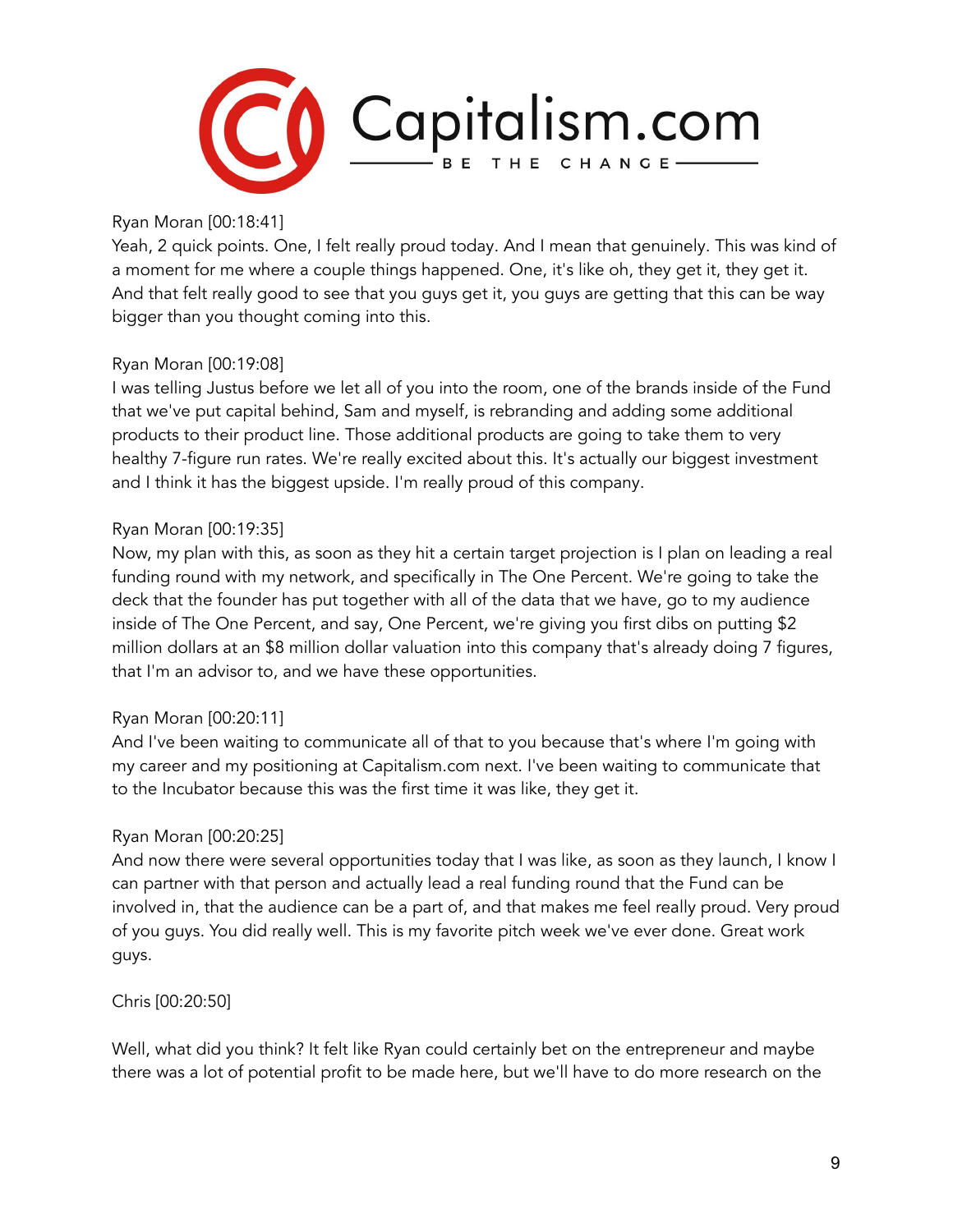Ryan Moran [00:18:41]
Yeah, 2 quick points. One, I felt really proud today. And I mean that genuinely. This was kind of a moment for me where a couple things happened. One, it's like oh, they get it, they get it. And that felt really good to see that you guys get it, you guys are getting that this can be way bigger than you thought coming into this.

Ryan Moran [00:19:08]
I was telling Justus before we let all of you into the room, one of the brands inside of the Fund that we've put capital behind, Sam and myself, is rebranding and adding some additional products to their product line. Those additional products are going to take them to very healthy 7-figure run rates. We're really excited about this. It's actually our biggest investment and I think it has the biggest upside. I'm really proud of this company.

Ryan Moran [00:19:35]
Now, my plan with this, as soon as they hit a certain target projection is I plan on leading a real funding round with my network, and specifically in The One Percent. We're going to take the deck that the founder has put together with all of the data that we have, go to my audience inside of The One Percent, and say, One Percent, we're giving you first dibs on putting $2 million dollars at an $8 million dollar valuation into this company that's already doing 7 figures, that I'm an advisor to, and we have these opportunities.

Ryan Moran [00:20:11]
And I've been waiting to communicate all of that to you because that's where I'm going with my career and my positioning at Capitalism.com next. I've been waiting to communicate that to the Incubator because this was the first time it was like, they get it.

Ryan Moran [00:20:25]
And now there were several opportunities today that I was like, as soon as they launch, I know I can partner with that person and actually lead a real funding round that the Fund can be involved in, that the audience can be a part of, and that makes me feel really proud. Very proud of you guys. You did really well. This is my favorite pitch week we've ever done. Great work guys.

Chris [00:20:50]

Well, what did you think? It felt like Ryan could certainly bet on the entrepreneur and maybe there was a lot of potential profit to be made here, but we'll have to do more research on the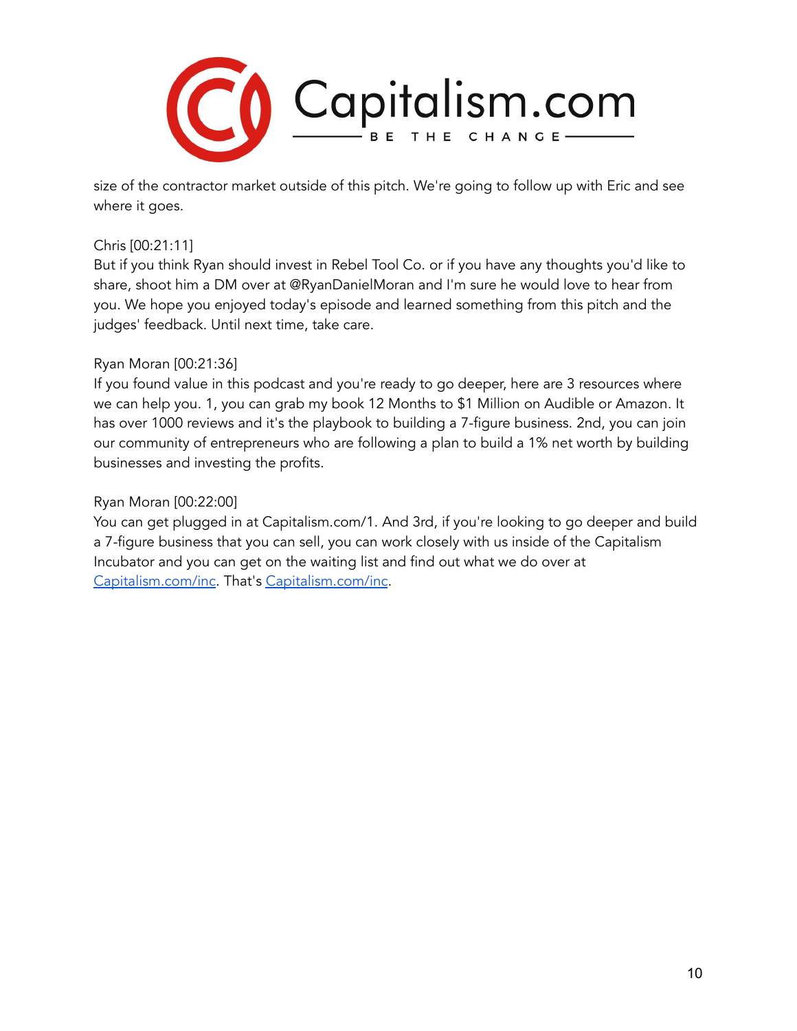size of the contractor market outside of this pitch. We're going to follow up with Eric and see where it goes.

Chris [00:21:11]
But if you think Ryan should invest in Rebel Tool Co. or if you have any thoughts you'd like to share, shoot him a DM over at @RyanDanielMoran and I'm sure he would love to hear from you. We hope you enjoyed today's episode and learned something from this pitch and the judges' feedback. Until next time, take care.

Ryan Moran [00:21:36]
If you found value in this podcast and you're ready to go deeper, here are 3 resources where we can help you. 1, you can grab my book 12 Months to $1 Million on Audible or Amazon. It has over 1000 reviews and it's the playbook to building a 7-figure business. 2nd, you can join our community of entrepreneurs who are following a plan to build a 1% net worth by building businesses and investing the profits.

Ryan Moran [00:22:00]
You can get plugged in at Capitalism.com/1. And 3rd, if you're looking to go deeper and build a 7-figure business that you can sell, you can work closely with us inside of the Capitalism Incubator and you can get on the waiting list and find out what we do over at [Capitalism.com/inc](Capitalism.com/inc). That's [Capitalism.com/inc](Capitalism.com/inc).